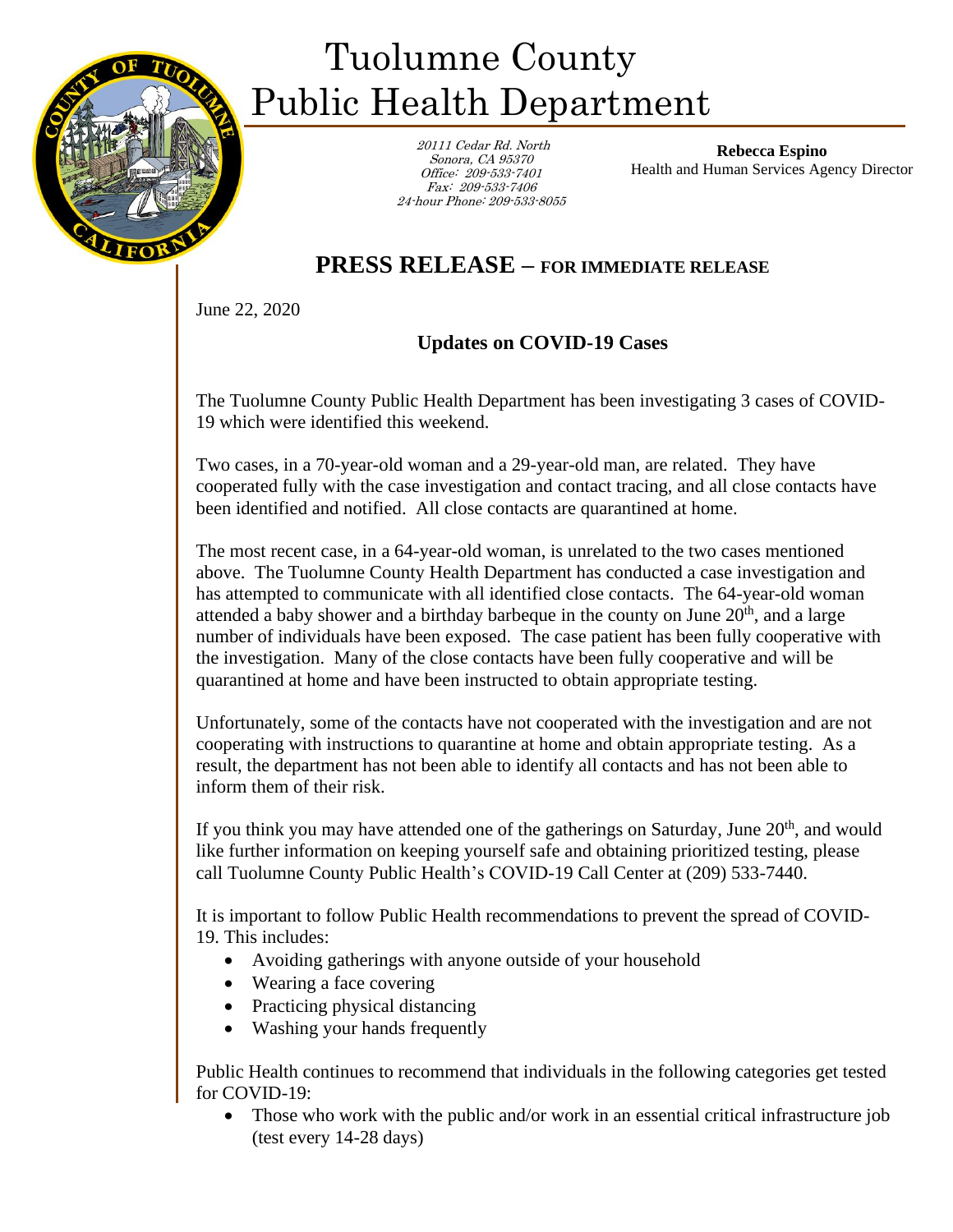# Tuolumne County Public Health Department

*20111 Cedar Rd. North*
*Sonora, CA 95370*
*Office: 209-533-7401*
*Fax: 209-533-7406*
*24-hour Phone: 209-533-8055*

**Rebecca Espino**
Health and Human Services Agency Director

## PRESS RELEASE – FOR IMMEDIATE RELEASE

June 22, 2020

### Updates on COVID-19 Cases

The Tuolumne County Public Health Department has been investigating 3 cases of COVID-19 which were identified this weekend.

Two cases, in a 70-year-old woman and a 29-year-old man, are related. They have cooperated fully with the case investigation and contact tracing, and all close contacts have been identified and notified. All close contacts are quarantined at home.

The most recent case, in a 64-year-old woman, is unrelated to the two cases mentioned above. The Tuolumne County Health Department has conducted a case investigation and has attempted to communicate with all identified close contacts. The 64-year-old woman attended a baby shower and a birthday barbeque in the county on June 20th, and a large number of individuals have been exposed. The case patient has been fully cooperative with the investigation. Many of the close contacts have been fully cooperative and will be quarantined at home and have been instructed to obtain appropriate testing.

Unfortunately, some of the contacts have not cooperated with the investigation and are not cooperating with instructions to quarantine at home and obtain appropriate testing. As a result, the department has not been able to identify all contacts and has not been able to inform them of their risk.

If you think you may have attended one of the gatherings on Saturday, June 20th, and would like further information on keeping yourself safe and obtaining prioritized testing, please call Tuolumne County Public Health's COVID-19 Call Center at (209) 533-7440.

It is important to follow Public Health recommendations to prevent the spread of COVID-19. This includes:

- Avoiding gatherings with anyone outside of your household
- Wearing a face covering
- Practicing physical distancing
- Washing your hands frequently

Public Health continues to recommend that individuals in the following categories get tested for COVID-19:

- Those who work with the public and/or work in an essential critical infrastructure job (test every 14-28 days)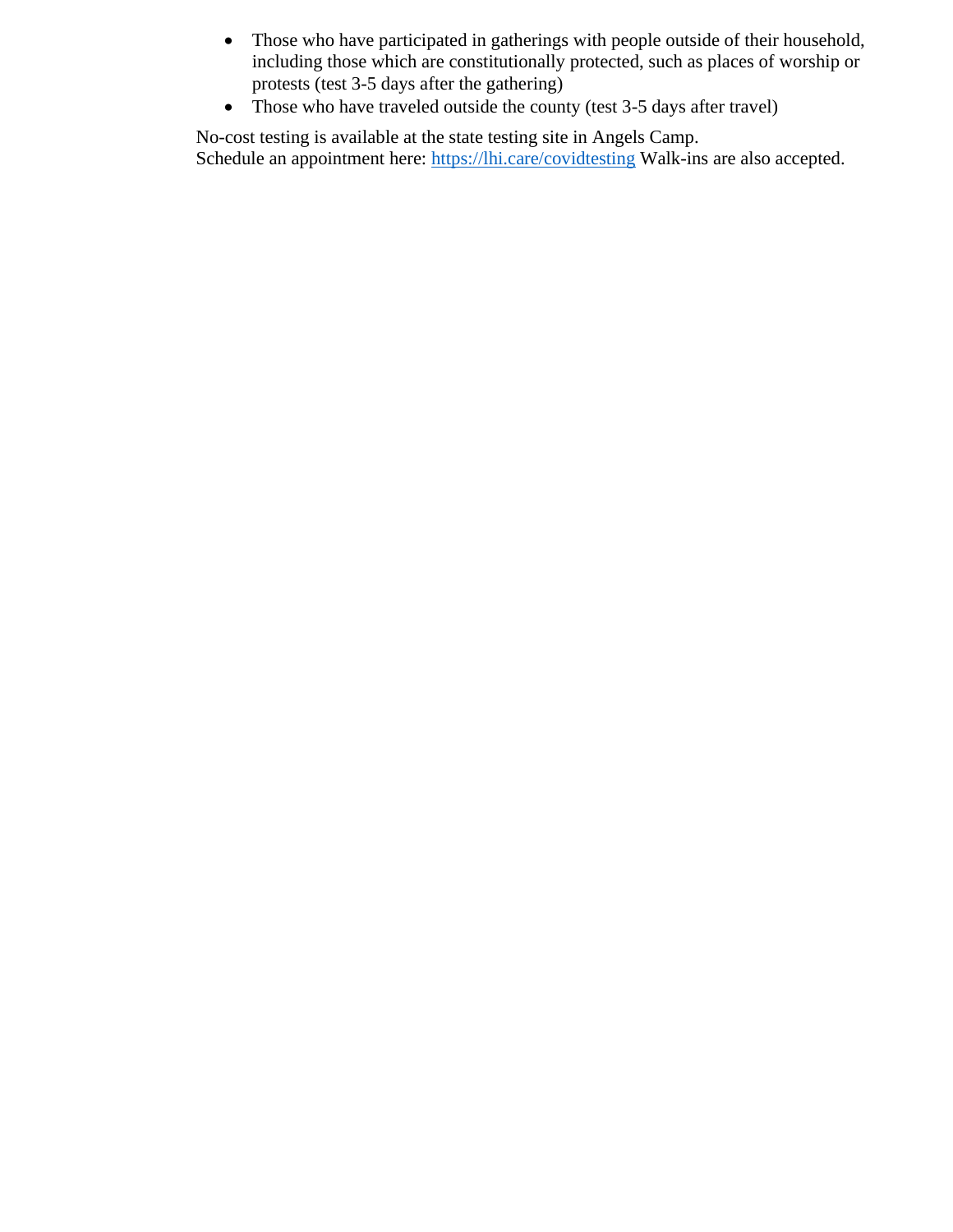- Those who have participated in gatherings with people outside of their household, including those which are constitutionally protected, such as places of worship or protests (test 3-5 days after the gathering)
- Those who have traveled outside the county (test 3-5 days after travel)

No-cost testing is available at the state testing site in Angels Camp.
Schedule an appointment here: [https://lhi.care/covidtesting](https://lhi.care/covidtesting) Walk-ins are also accepted.